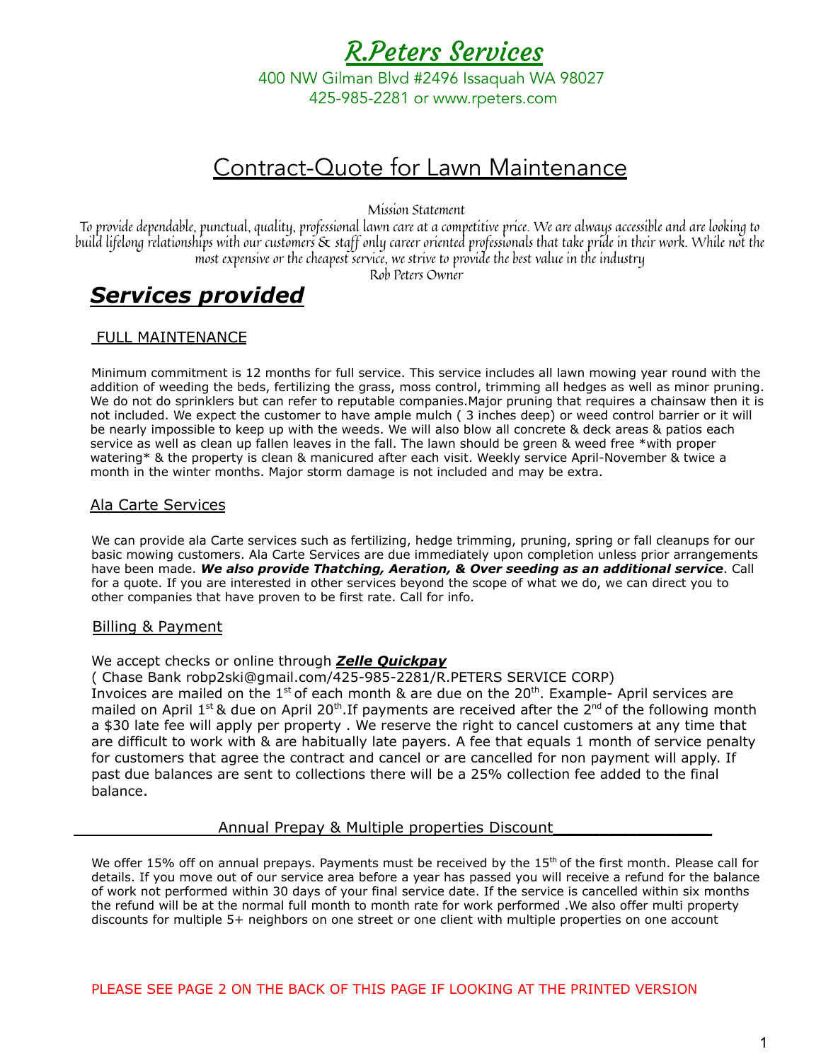# *R.Peters Services*

400 NW Gilman Blvd #2496 Issaquah WA 98027
425-985-2281 or www.rpeters.com

## Contract-Quote for Lawn Maintenance

*Mission Statement*

*To provide dependable, punctual, quality, professional lawn care at a competitive price. We are always accessible and are looking to build lifelong relationships with our customers & staff only career oriented professionals that take pride in their work. While not the most expensive or the cheapest service, we strive to provide the best value in the industry*

*Rob Peters Owner*

## ***Services provided***

### FULL MAINTENANCE

Minimum commitment is 12 months for full service. This service includes all lawn mowing year round with the addition of weeding the beds, fertilizing the grass, moss control, trimming all hedges as well as minor pruning. We do not do sprinklers but can refer to reputable companies.Major pruning that requires a chainsaw then it is not included. We expect the customer to have ample mulch ( 3 inches deep) or weed control barrier or it will be nearly impossible to keep up with the weeds. We will also blow all concrete & deck areas & patios each service as well as clean up fallen leaves in the fall. The lawn should be green & weed free *with proper watering* & the property is clean & manicured after each visit. Weekly service April-November & twice a month in the winter months. Major storm damage is not included and may be extra.

### Ala Carte Services

We can provide ala Carte services such as fertilizing, hedge trimming, pruning, spring or fall cleanups for our basic mowing customers. Ala Carte Services are due immediately upon completion unless prior arrangements have been made. ***We also provide Thatching, Aeration, & Over seeding as an additional service***. Call for a quote. If you are interested in other services beyond the scope of what we do, we can direct you to other companies that have proven to be first rate. Call for info.

### Billing & Payment

We accept checks or online through ***Zelle Quickpay***
( Chase Bank robp2ski@gmail.com/425-985-2281/R.PETERS SERVICE CORP)
Invoices are mailed on the 1st of each month & are due on the 20th. Example- April services are mailed on April 1st & due on April 20th.If payments are received after the 2nd of the following month a $30 late fee will apply per property . We reserve the right to cancel customers at any time that are difficult to work with & are habitually late payers. A fee that equals 1 month of service penalty for customers that agree the contract and cancel or are cancelled for non payment will apply. If past due balances are sent to collections there will be a 25% collection fee added to the final balance.

### Annual Prepay & Multiple properties Discount

We offer 15% off on annual prepays. Payments must be received by the 15th of the first month. Please call for details. If you move out of our service area before a year has passed you will receive a refund for the balance of work not performed within 30 days of your final service date. If the service is cancelled within six months the refund will be at the normal full month to month rate for work performed .We also offer multi property discounts for multiple 5+ neighbors on one street or one client with multiple properties on one account

PLEASE SEE PAGE 2 ON THE BACK OF THIS PAGE IF LOOKING AT THE PRINTED VERSION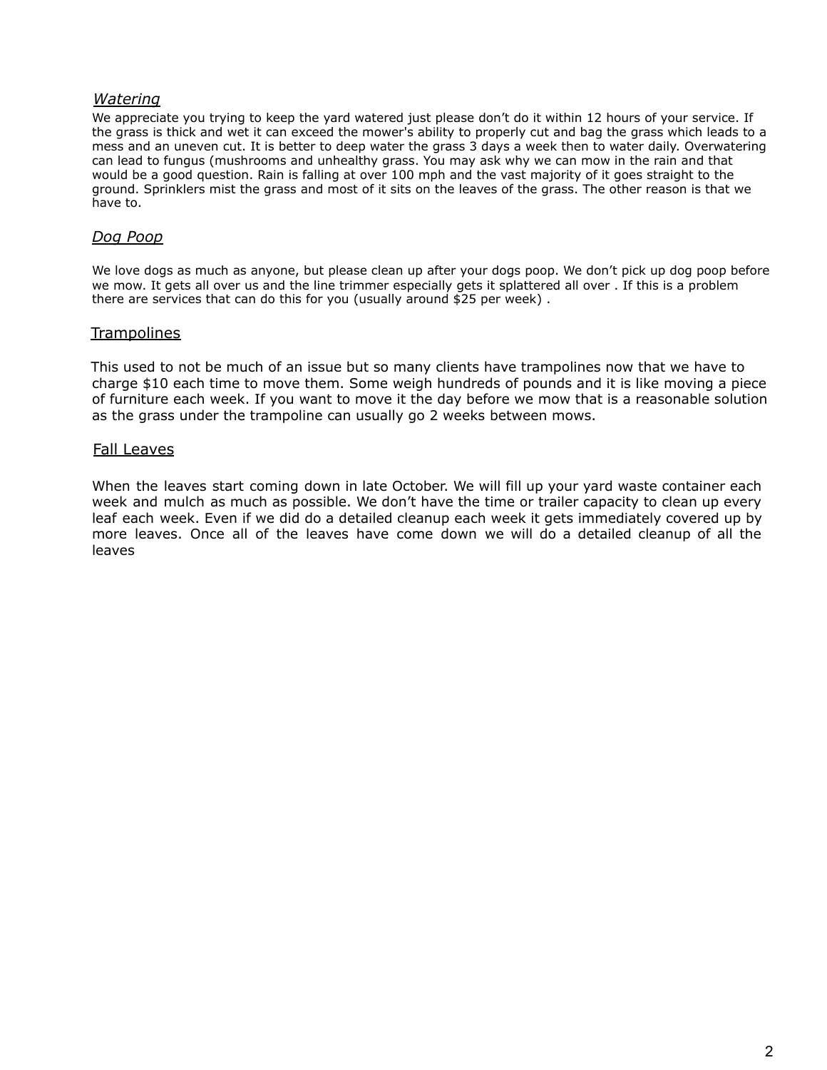### *Watering*

We appreciate you trying to keep the yard watered just please don't do it within 12 hours of your service. If the grass is thick and wet it can exceed the mower's ability to properly cut and bag the grass which leads to a mess and an uneven cut. It is better to deep water the grass 3 days a week then to water daily. Overwatering can lead to fungus (mushrooms and unhealthy grass. You may ask why we can mow in the rain and that would be a good question. Rain is falling at over 100 mph and the vast majority of it goes straight to the ground. Sprinklers mist the grass and most of it sits on the leaves of the grass. The other reason is that we have to.

### *Dog Poop*

We love dogs as much as anyone, but please clean up after your dogs poop. We don't pick up dog poop before we mow. It gets all over us and the line trimmer especially gets it splattered all over . If this is a problem there are services that can do this for you (usually around $25 per week) .

### Trampolines

This used to not be much of an issue but so many clients have trampolines now that we have to charge $10 each time to move them. Some weigh hundreds of pounds and it is like moving a piece of furniture each week. If you want to move it the day before we mow that is a reasonable solution as the grass under the trampoline can usually go 2 weeks between mows.

### Fall Leaves

When the leaves start coming down in late October. We will fill up your yard waste container each week and mulch as much as possible. We don't have the time or trailer capacity to clean up every leaf each week. Even if we did do a detailed cleanup each week it gets immediately covered up by more leaves. Once all of the leaves have come down we will do a detailed cleanup of all the leaves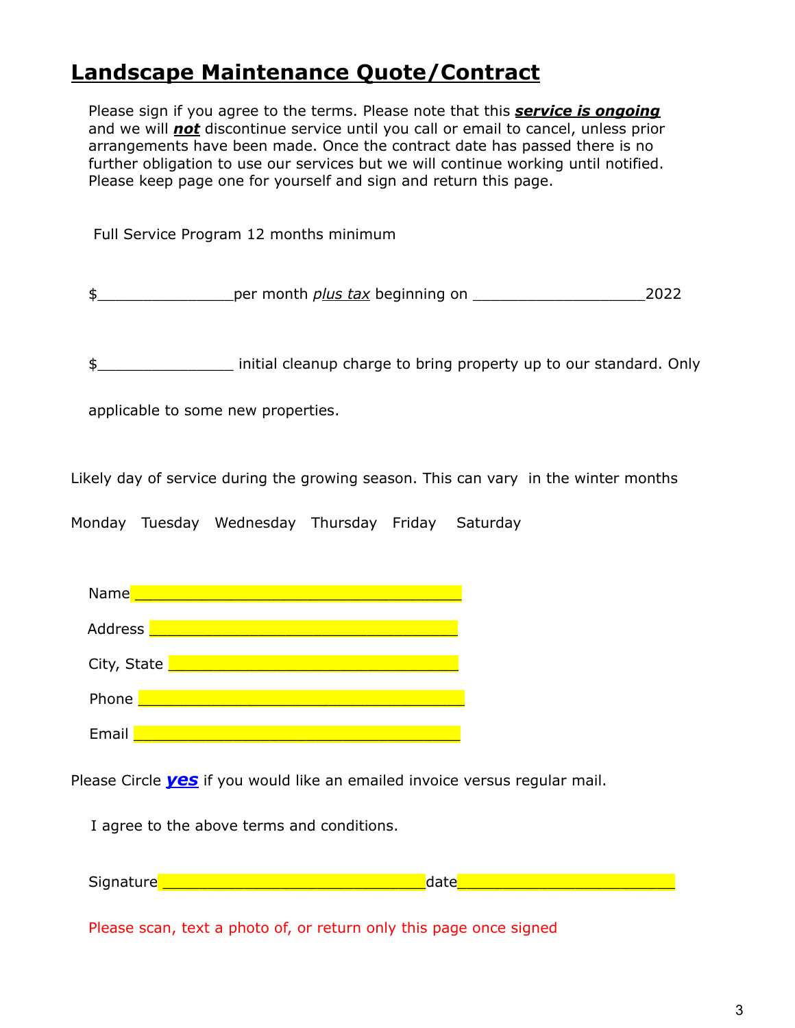# Landscape Maintenance Quote/Contract

Please sign if you agree to the terms. Please note that this ***service is ongoing*** and we will ***not*** discontinue service until you call or email to cancel, unless prior arrangements have been made. Once the contract date has passed there is no further obligation to use our services but we will continue working until notified. Please keep page one for yourself and sign and return this page.

Full Service Program 12 months minimum

$_______________per month *plus tax* beginning on ___________________2022

$_______________ initial cleanup charge to bring property up to our standard. Only applicable to some new properties.

Likely day of service during the growing season. This can vary in the winter months

Monday Tuesday Wednesday Thursday Friday Saturday

Name ____________________________________

Address __________________________________

City, State ________________________________

Phone ____________________________________

Email ____________________________________

Please Circle ***yes*** if you would like an emailed invoice versus regular mail.

I agree to the above terms and conditions.

Signature ______________________________date________________________

Please scan, text a photo of, or return only this page once signed